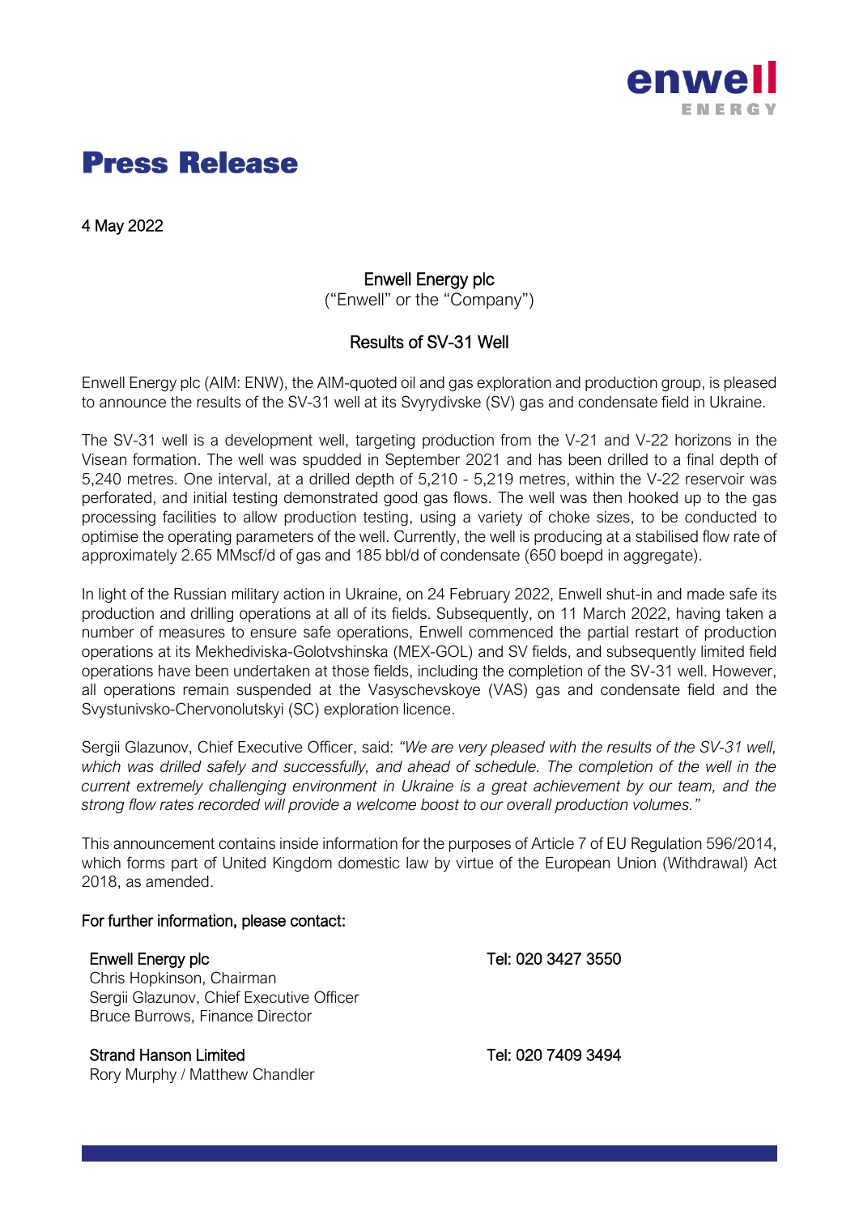# Press Release

4 May 2022

**Enwell Energy plc**
("Enwell" or the "Company")

**Results of SV-31 Well**

Enwell Energy plc (AIM: ENW), the AIM-quoted oil and gas exploration and production group, is pleased to announce the results of the SV-31 well at its Svyrydivske (SV) gas and condensate field in Ukraine.

The SV-31 well is a development well, targeting production from the V-21 and V-22 horizons in the Visean formation. The well was spudded in September 2021 and has been drilled to a final depth of 5,240 metres. One interval, at a drilled depth of 5,210 - 5,219 metres, within the V-22 reservoir was perforated, and initial testing demonstrated good gas flows. The well was then hooked up to the gas processing facilities to allow production testing, using a variety of choke sizes, to be conducted to optimise the operating parameters of the well. Currently, the well is producing at a stabilised flow rate of approximately 2.65 MMscf/d of gas and 185 bbl/d of condensate (650 boepd in aggregate).

In light of the Russian military action in Ukraine, on 24 February 2022, Enwell shut-in and made safe its production and drilling operations at all of its fields. Subsequently, on 11 March 2022, having taken a number of measures to ensure safe operations, Enwell commenced the partial restart of production operations at its Mekhediviska-Golotvshinska (MEX-GOL) and SV fields, and subsequently limited field operations have been undertaken at those fields, including the completion of the SV-31 well. However, all operations remain suspended at the Vasyschevskoye (VAS) gas and condensate field and the Svystunivsko-Chervonolutskyi (SC) exploration licence.

Sergii Glazunov, Chief Executive Officer, said: *"We are very pleased with the results of the SV-31 well, which was drilled safely and successfully, and ahead of schedule. The completion of the well in the current extremely challenging environment in Ukraine is a great achievement by our team, and the strong flow rates recorded will provide a welcome boost to our overall production volumes."*

This announcement contains inside information for the purposes of Article 7 of EU Regulation 596/2014, which forms part of United Kingdom domestic law by virtue of the European Union (Withdrawal) Act 2018, as amended.

**For further information, please contact:**

**Enwell Energy plc** — Tel: 020 3427 3550
Chris Hopkinson, Chairman
Sergii Glazunov, Chief Executive Officer
Bruce Burrows, Finance Director

**Strand Hanson Limited** — Tel: 020 7409 3494
Rory Murphy / Matthew Chandler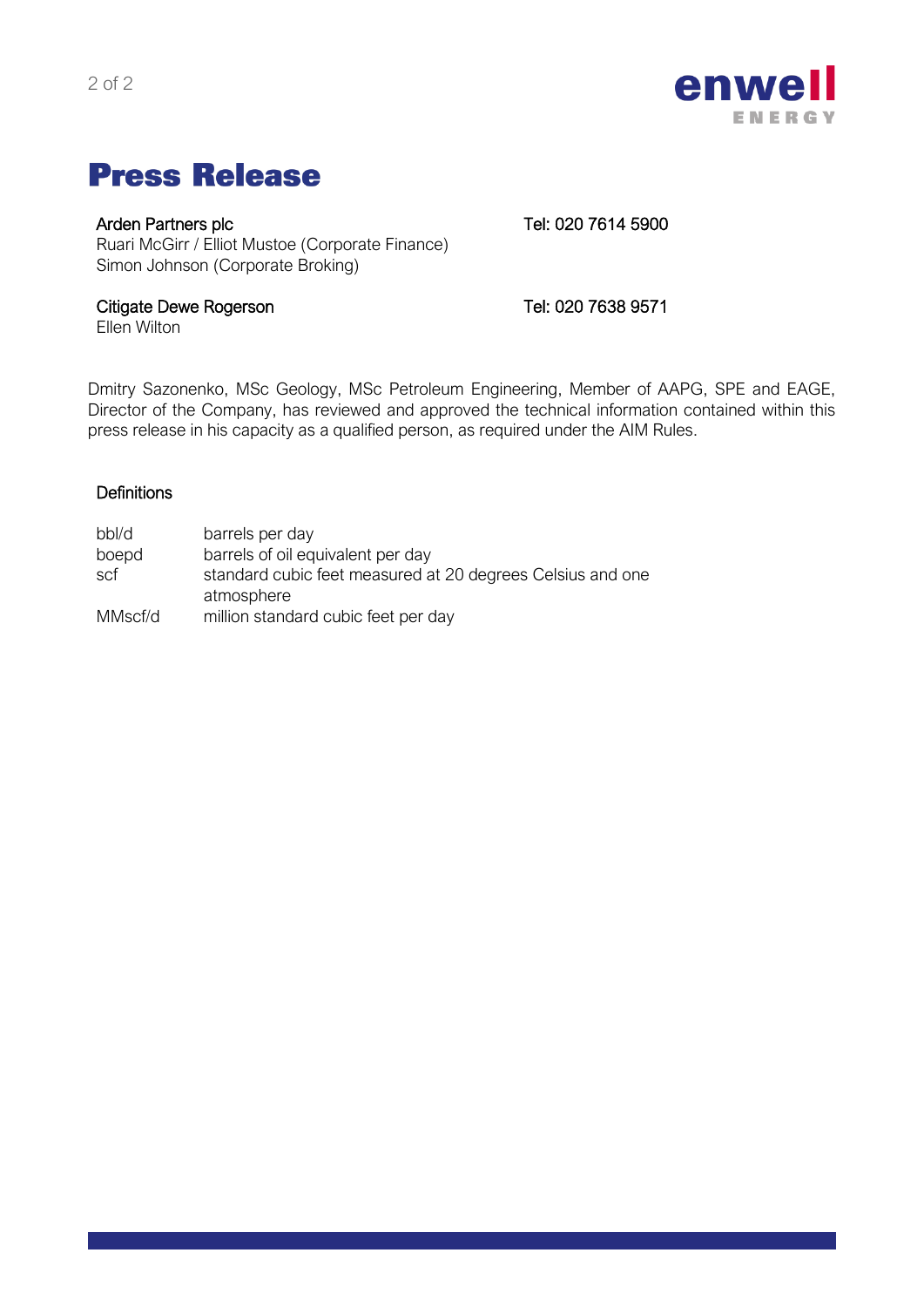# Press Release

**Arden Partners plc** — Tel: 020 7614 5900
Ruari McGirr / Elliot Mustoe (Corporate Finance)
Simon Johnson (Corporate Broking)

**Citigate Dewe Rogerson** — Tel: 020 7638 9571
Ellen Wilton

Dmitry Sazonenko, MSc Geology, MSc Petroleum Engineering, Member of AAPG, SPE and EAGE, Director of the Company, has reviewed and approved the technical information contained within this press release in his capacity as a qualified person, as required under the AIM Rules.

## Definitions

| | |
|---|---|
| bbl/d | barrels per day |
| boepd | barrels of oil equivalent per day |
| scf | standard cubic feet measured at 20 degrees Celsius and one atmosphere |
| MMscf/d | million standard cubic feet per day |